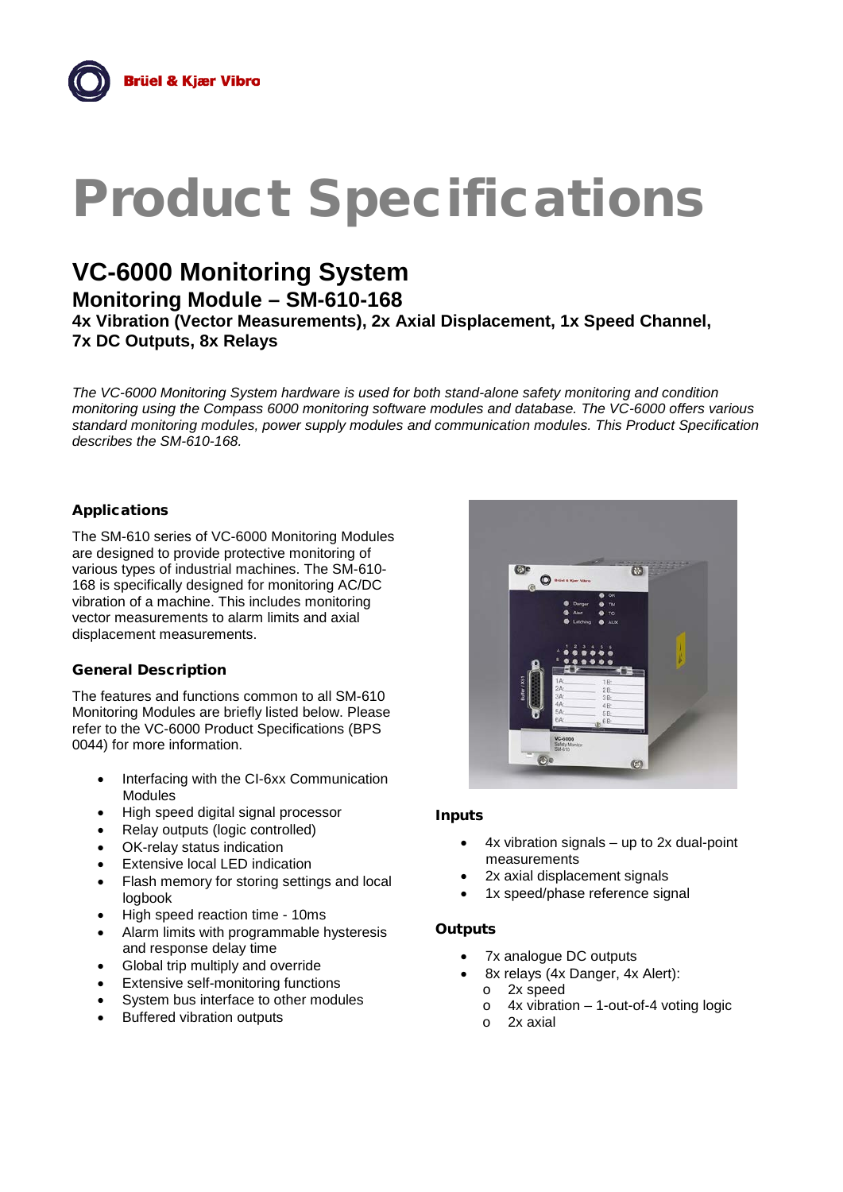Brüel & Kjær Vibro

# Product Specifications

## VC-6000 Monitoring System

### Monitoring Module – SM-610-168

**4x Vibration (Vector Measurements), 2x Axial Displacement, 1x Speed Channel, 7x DC Outputs, 8x Relays**

*The VC-6000 Monitoring System hardware is used for both stand-alone safety monitoring and condition monitoring using the Compass 6000 monitoring software modules and database. The VC-6000 offers various standard monitoring modules, power supply modules and communication modules. This Product Specification describes the SM-610-168.*

#### Applications

The SM-610 series of VC-6000 Monitoring Modules are designed to provide protective monitoring of various types of industrial machines. The SM-610-168 is specifically designed for monitoring AC/DC vibration of a machine. This includes monitoring vector measurements to alarm limits and axial displacement measurements.

#### General Description

The features and functions common to all SM-610 Monitoring Modules are briefly listed below. Please refer to the VC-6000 Product Specifications (BPS 0044) for more information.

- Interfacing with the CI-6xx Communication Modules
- High speed digital signal processor
- Relay outputs (logic controlled)
- OK-relay status indication
- Extensive local LED indication
- Flash memory for storing settings and local logbook
- High speed reaction time - 10ms
- Alarm limits with programmable hysteresis and response delay time
- Global trip multiply and override
- Extensive self-monitoring functions
- System bus interface to other modules
- Buffered vibration outputs

#### Inputs

- 4x vibration signals – up to 2x dual-point measurements
- 2x axial displacement signals
- 1x speed/phase reference signal

#### Outputs

- 7x analogue DC outputs
- 8x relays (4x Danger, 4x Alert):
  - 2x speed
  - 4x vibration – 1-out-of-4 voting logic
  - 2x axial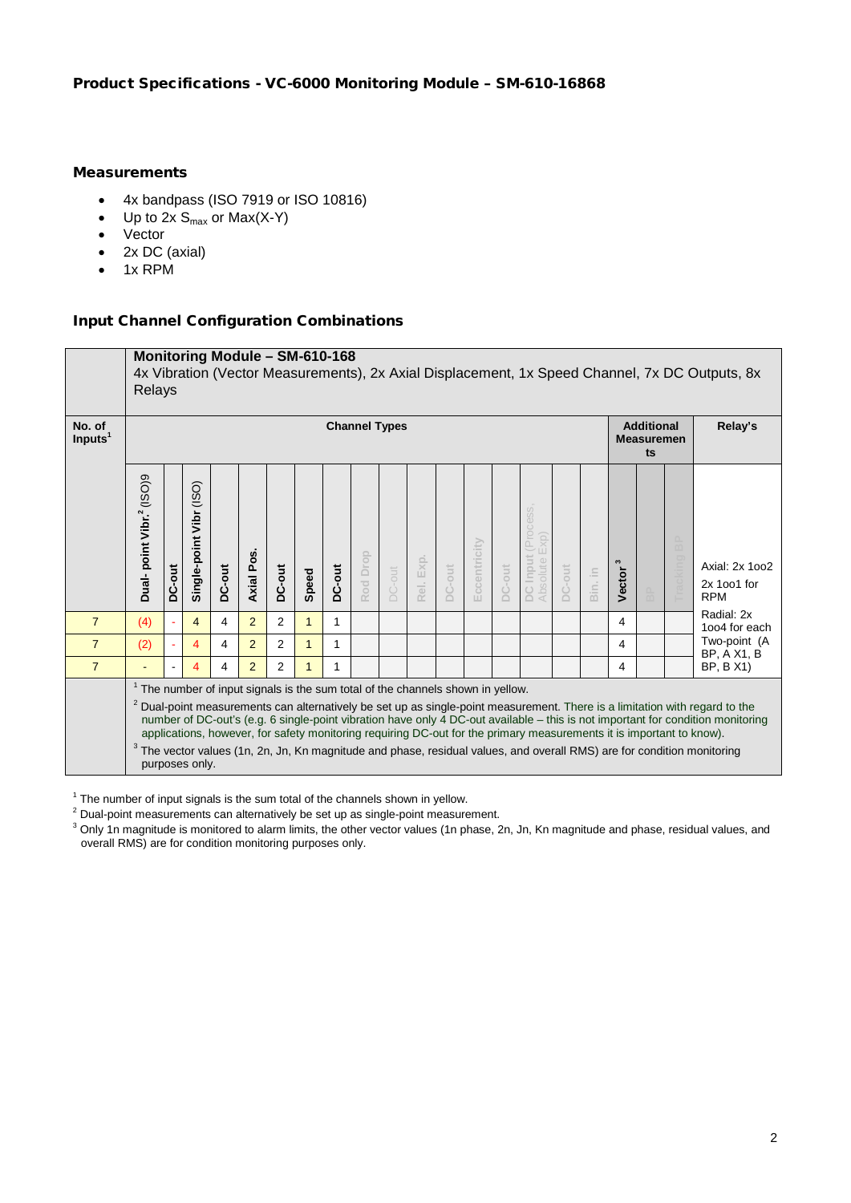### Product Specifications - VC-6000 Monitoring Module – SM-610-16868

#### Measurements

- 4x bandpass (ISO 7919 or ISO 10816)
- Up to 2x $S_{max}$ or Max(X-Y)
- Vector
- 2x DC (axial)
- 1x RPM

#### Input Channel Configuration Combinations

| No. of Inputs[1] | Monitoring Module – SM-610-168<br>4x Vibration (Vector Measurements), 2x Axial Displacement, 1x Speed Channel, 7x DC Outputs, 8x Relays | | | | | | | | | | | | | | | | | | | | | |
|---|---|---|---|---|---|---|---|---|---|---|---|---|---|---|---|---|---|---|---|---|---|---|
| | Channel Types | | | | | | | | | | | | | | | | | | Additional Measurements | | | Relay's |
| | Dual- point Vibr.[2] (ISO)9 | DC-out | Single-point Vibr (ISO) | DC-out | Axial Pos. | DC-out | Speed | DC-out | Rod Drop | DC-out | Rel. Exp. | DC-out | Eccentricity | DC-out | DC Input (Process, Absolute Exp) | DC-out | Bin. in | Vector[3] | BP | Tracking BP | Axial: 2x 1oo2<br>2x 1oo1 for RPM<br>Radial: 2x 1oo4 for each Two-point (A BP, A X1, B BP, B X1) |
| 7 | (4) | - | 4 | 4 | 2 | 2 | 1 | 1 | | | | | | | | | | 4 | | | |
| 7 | (2) | - | 4 | 4 | 2 | 2 | 1 | 1 | | | | | | | | | | 4 | | | |
| 7 | - | - | 4 | 4 | 2 | 2 | 1 | 1 | | | | | | | | | | 4 | | | |

[1] The number of input signals is the sum total of the channels shown in yellow.

[2] Dual-point measurements can alternatively be set up as single-point measurement. There is a limitation with regard to the number of DC-out's (e.g. 6 single-point vibration have only 4 DC-out available – this is not important for condition monitoring applications, however, for safety monitoring requiring DC-out for the primary measurements it is important to know).

[3] The vector values (1n, 2n, Jn, Kn magnitude and phase, residual values, and overall RMS) are for condition monitoring purposes only.

[1] The number of input signals is the sum total of the channels shown in yellow.

[2] Dual-point measurements can alternatively be set up as single-point measurement.

[3] Only 1n magnitude is monitored to alarm limits, the other vector values (1n phase, 2n, Jn, Kn magnitude and phase, residual values, and overall RMS) are for condition monitoring purposes only.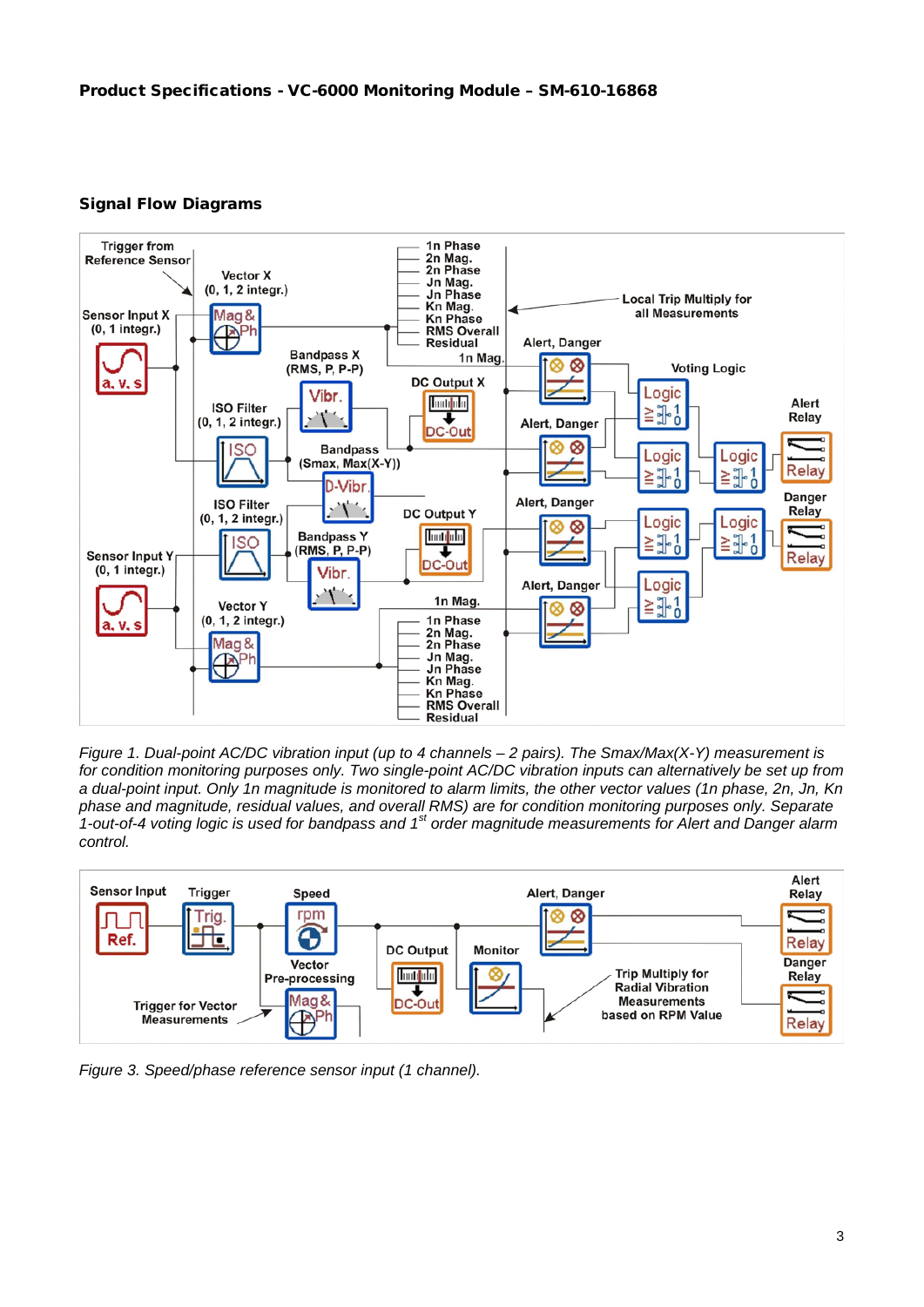**Product Specifications - VC-6000 Monitoring Module – SM-610-16868**

## Signal Flow Diagrams

*Figure 1. Dual-point AC/DC vibration input (up to 4 channels – 2 pairs). The Smax/Max(X-Y) measurement is for condition monitoring purposes only. Two single-point AC/DC vibration inputs can alternatively be set up from a dual-point input. Only 1n magnitude is monitored to alarm limits, the other vector values (1n phase, 2n, Jn, Kn phase and magnitude, residual values, and overall RMS) are for condition monitoring purposes only. Separate 1-out-of-4 voting logic is used for bandpass and 1st order magnitude measurements for Alert and Danger alarm control.*

*Figure 3. Speed/phase reference sensor input (1 channel).*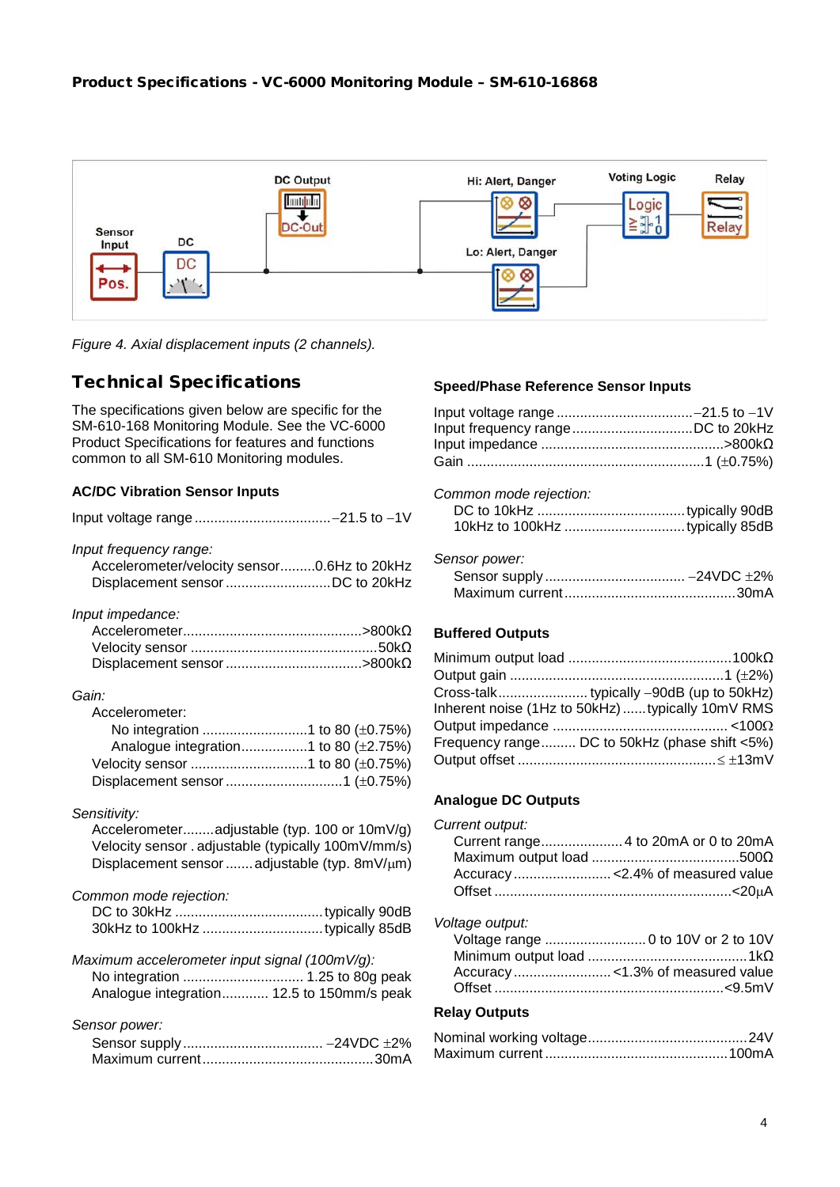**Product Specifications - VC-6000 Monitoring Module – SM-610-16868**

*Figure 4. Axial displacement inputs (2 channels).*

## Technical Specifications

The specifications given below are specific for the SM-610-168 Monitoring Module. See the VC-6000 Product Specifications for features and functions common to all SM-610 Monitoring modules.

### AC/DC Vibration Sensor Inputs

Input voltage range ....................................−21.5 to −1V

*Input frequency range:*

- Accelerometer/velocity sensor.........0.6Hz to 20kHz
- Displacement sensor ...........................DC to 20kHz

*Input impedance:*

- Accelerometer.............................................>800kΩ
- Velocity sensor ................................................50kΩ
- Displacement sensor ..................................>800kΩ

*Gain:*

- Accelerometer:
  - No integration ...........................1 to 80 (±0.75%)
  - Analogue integration.................1 to 80 (±2.75%)
- Velocity sensor ..............................1 to 80 (±0.75%)
- Displacement sensor .............................1 (±0.75%)

*Sensitivity:*

- Accelerometer........adjustable (typ. 100 or 10mV/g)
- Velocity sensor . adjustable (typically 100mV/mm/s)
- Displacement sensor .......adjustable (typ. 8mV/μm)

*Common mode rejection:*

- DC to 30kHz ......................................typically 90dB
- 30kHz to 100kHz ...............................typically 85dB

*Maximum accelerometer input signal (100mV/g):*

- No integration ............................... 1.25 to 80g peak
- Analogue integration............ 12.5 to 150mm/s peak

*Sensor power:*

- Sensor supply .................................... −24VDC ±2%
- Maximum current ............................................30mA

### Speed/Phase Reference Sensor Inputs

Input voltage range ...................................−21.5 to −1V
Input frequency range...............................DC to 20kHz
Input impedance ..............................................>800kΩ
Gain ............................................................1 (±0.75%)

*Common mode rejection:*

- DC to 10kHz ......................................typically 90dB
- 10kHz to 100kHz ...............................typically 85dB

*Sensor power:*

- Sensor supply .................................... −24VDC ±2%
- Maximum current ............................................30mA

### Buffered Outputs

Minimum output load ..........................................100kΩ
Output gain ......................................................1 (±2%)
Cross-talk........................ typically −90dB (up to 50kHz)
Inherent noise (1Hz to 50kHz)......typically 10mV RMS
Output impedance ............................................. <100Ω
Frequency range......... DC to 50kHz (phase shift <5%)
Output offset ..................................................≤ ±13mV

### Analogue DC Outputs

*Current output:*

- Current range..................... 4 to 20mA or 0 to 20mA
- Maximum output load .....................................500Ω
- Accuracy ......................... <2.4% of measured value
- Offset .............................................................<20μA

*Voltage output:*

- Voltage range .......................... 0 to 10V or 2 to 10V
- Minimum output load .........................................1kΩ
- Accuracy ......................... <1.3% of measured value
- Offset ..........................................................<9.5mV

### Relay Outputs

Nominal working voltage.........................................24V
Maximum current ..............................................100mA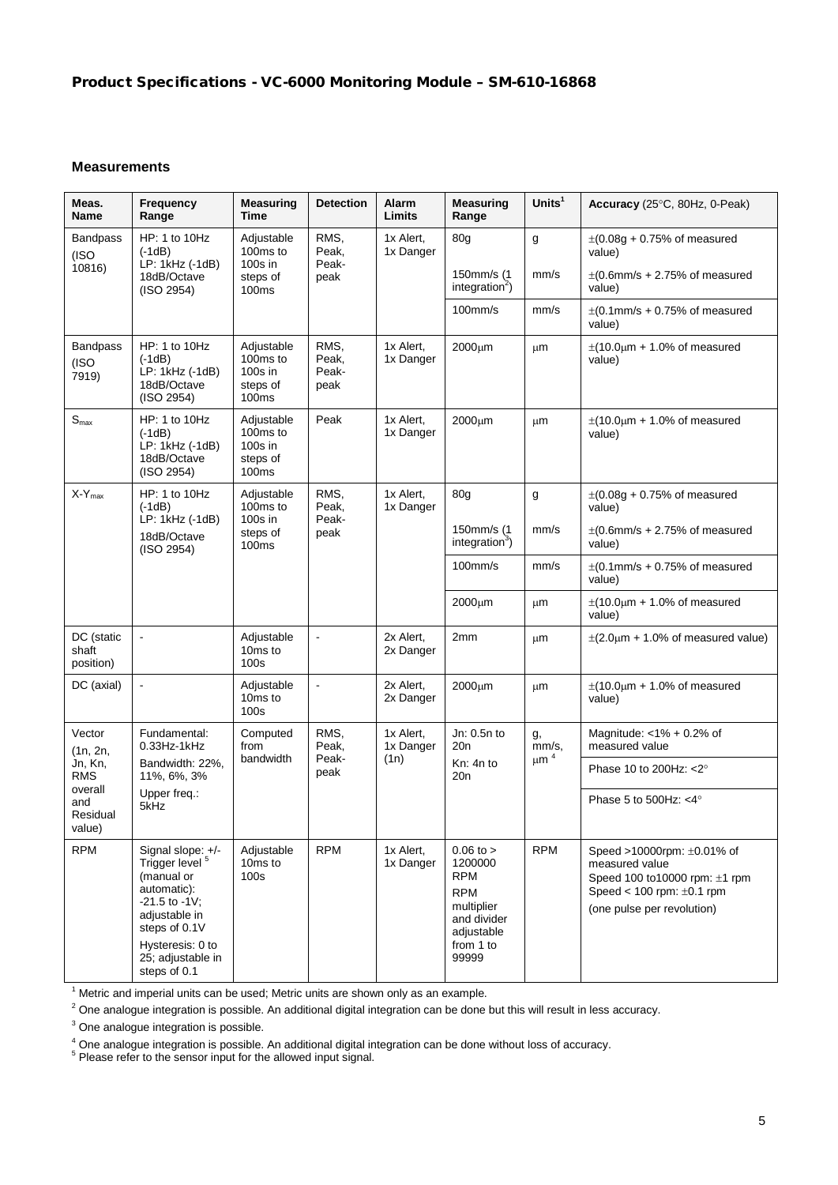## Product Specifications - VC-6000 Monitoring Module – SM-610-16868

### Measurements

| Meas. Name | Frequency Range | Measuring Time | Detection | Alarm Limits | Measuring Range | Units[1] | Accuracy (25°C, 80Hz, 0-Peak) |
|---|---|---|---|---|---|---|---|
| Bandpass (ISO 10816) | HP: 1 to 10Hz (-1dB) LP: 1kHz (-1dB) 18dB/Octave (ISO 2954) | Adjustable 100ms to 100s in steps of 100ms | RMS, Peak, Peak-peak | 1x Alert, 1x Danger | 80g | g | ±(0.08g + 0.75% of measured value) |
| | | | | | 150mm/s (1 integration[2]) | mm/s | ±(0.6mm/s + 2.75% of measured value) |
| | | | | | 100mm/s | mm/s | ±(0.1mm/s + 0.75% of measured value) |
| Bandpass (ISO 7919) | HP: 1 to 10Hz (-1dB) LP: 1kHz (-1dB) 18dB/Octave (ISO 2954) | Adjustable 100ms to 100s in steps of 100ms | RMS, Peak, Peak-peak | 1x Alert, 1x Danger | 2000μm | μm | ±(10.0μm + 1.0% of measured value) |
| $S_{max}$ | HP: 1 to 10Hz (-1dB) LP: 1kHz (-1dB) 18dB/Octave (ISO 2954) | Adjustable 100ms to 100s in steps of 100ms | Peak | 1x Alert, 1x Danger | 2000μm | μm | ±(10.0μm + 1.0% of measured value) |
| $X\text{-}Y_{max}$ | HP: 1 to 10Hz (-1dB) LP: 1kHz (-1dB) 18dB/Octave (ISO 2954) | Adjustable 100ms to 100s in steps of 100ms | RMS, Peak, Peak-peak | 1x Alert, 1x Danger | 80g | g | ±(0.08g + 0.75% of measured value) |
| | | | | | 150mm/s (1 integration[3]) | mm/s | ±(0.6mm/s + 2.75% of measured value) |
| | | | | | 100mm/s | mm/s | ±(0.1mm/s + 0.75% of measured value) |
| | | | | | 2000μm | μm | ±(10.0μm + 1.0% of measured value) |
| DC (static shaft position) | - | Adjustable 10ms to 100s | - | 2x Alert, 2x Danger | 2mm | μm | ±(2.0μm + 1.0% of measured value) |
| DC (axial) | - | Adjustable 10ms to 100s | - | 2x Alert, 2x Danger | 2000μm | μm | ±(10.0μm + 1.0% of measured value) |
| Vector (1n, 2n, Jn, Kn, RMS overall and Residual value) | Fundamental: 0.33Hz-1kHz Bandwidth: 22%, 11%, 6%, 3% Upper freq.: 5kHz | Computed from bandwidth | RMS, Peak, Peak-peak | 1x Alert, 1x Danger (1n) | Jn: 0.5n to 20n Kn: 4n to 20n | g, mm/s, μm[4] | Magnitude: <1% + 0.2% of measured value |
| | | | | | | | Phase 10 to 200Hz: <2° |
| | | | | | | | Phase 5 to 500Hz: <4° |
| RPM | Signal slope: +/- Trigger level[5] (manual or automatic): -21.5 to -1V; adjustable in steps of 0.1V Hysteresis: 0 to 25; adjustable in steps of 0.1 | Adjustable 10ms to 100s | RPM | 1x Alert, 1x Danger | 0.06 to > 1200000 RPM RPM multiplier and divider adjustable from 1 to 99999 | RPM | Speed >10000rpm: ±0.01% of measured value Speed 100 to10000 rpm: ±1 rpm Speed < 100 rpm: ±0.1 rpm (one pulse per revolution) |

[1] Metric and imperial units can be used; Metric units are shown only as an example.

[2] One analogue integration is possible. An additional digital integration can be done but this will result in less accuracy.

[3] One analogue integration is possible.

[4] One analogue integration is possible. An additional digital integration can be done without loss of accuracy.

[5] Please refer to the sensor input for the allowed input signal.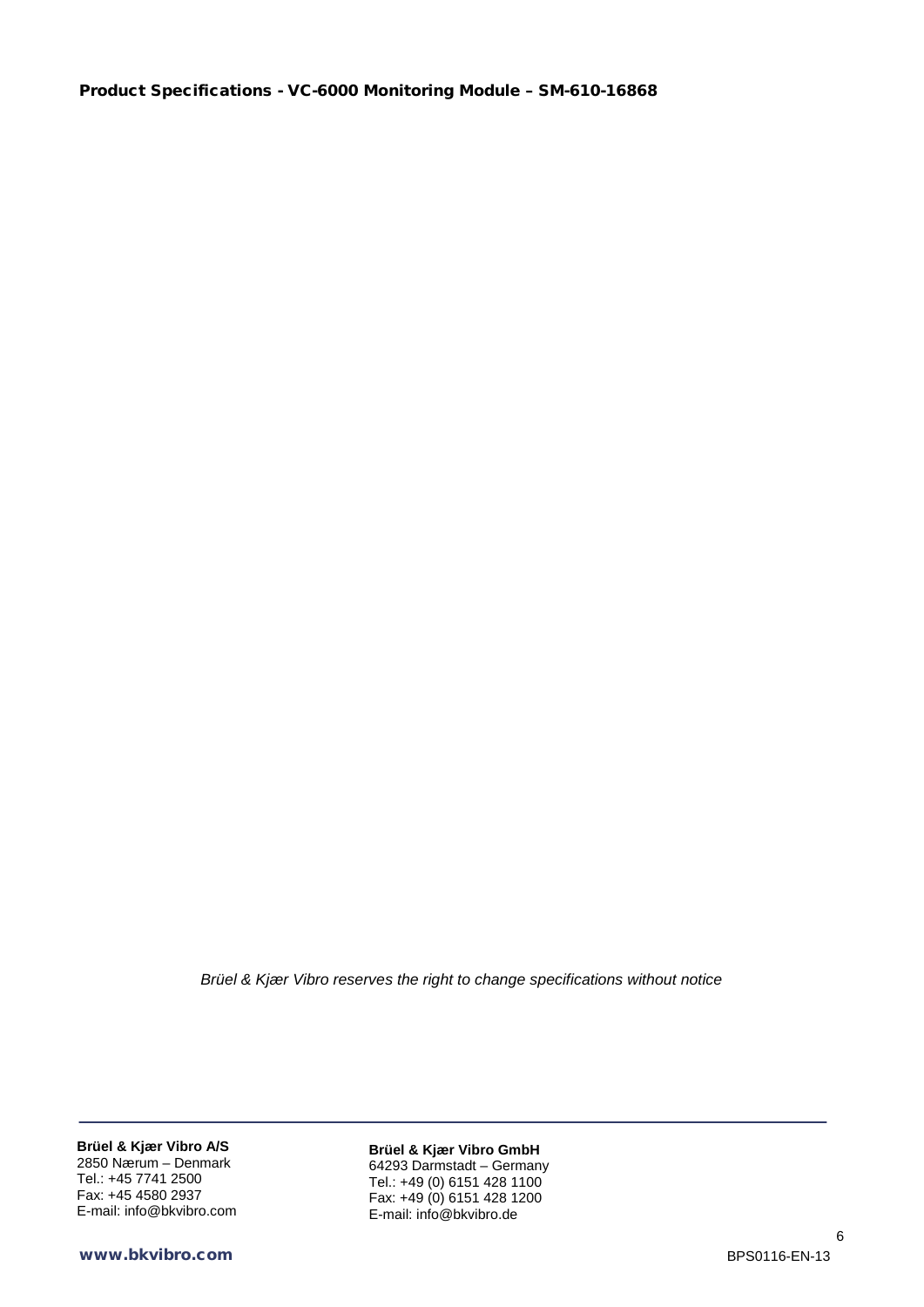*Brüel & Kjær Vibro reserves the right to change specifications without notice*

**Brüel & Kjær Vibro A/S**
2850 Nærum – Denmark
Tel.: +45 7741 2500
Fax: +45 4580 2937
E-mail: info@bkvibro.com

**Brüel & Kjær Vibro GmbH**
64293 Darmstadt – Germany
Tel.: +49 (0) 6151 428 1100
Fax: +49 (0) 6151 428 1200
E-mail: info@bkvibro.de

**www.bkvibro.com**

BPS0116-EN-13